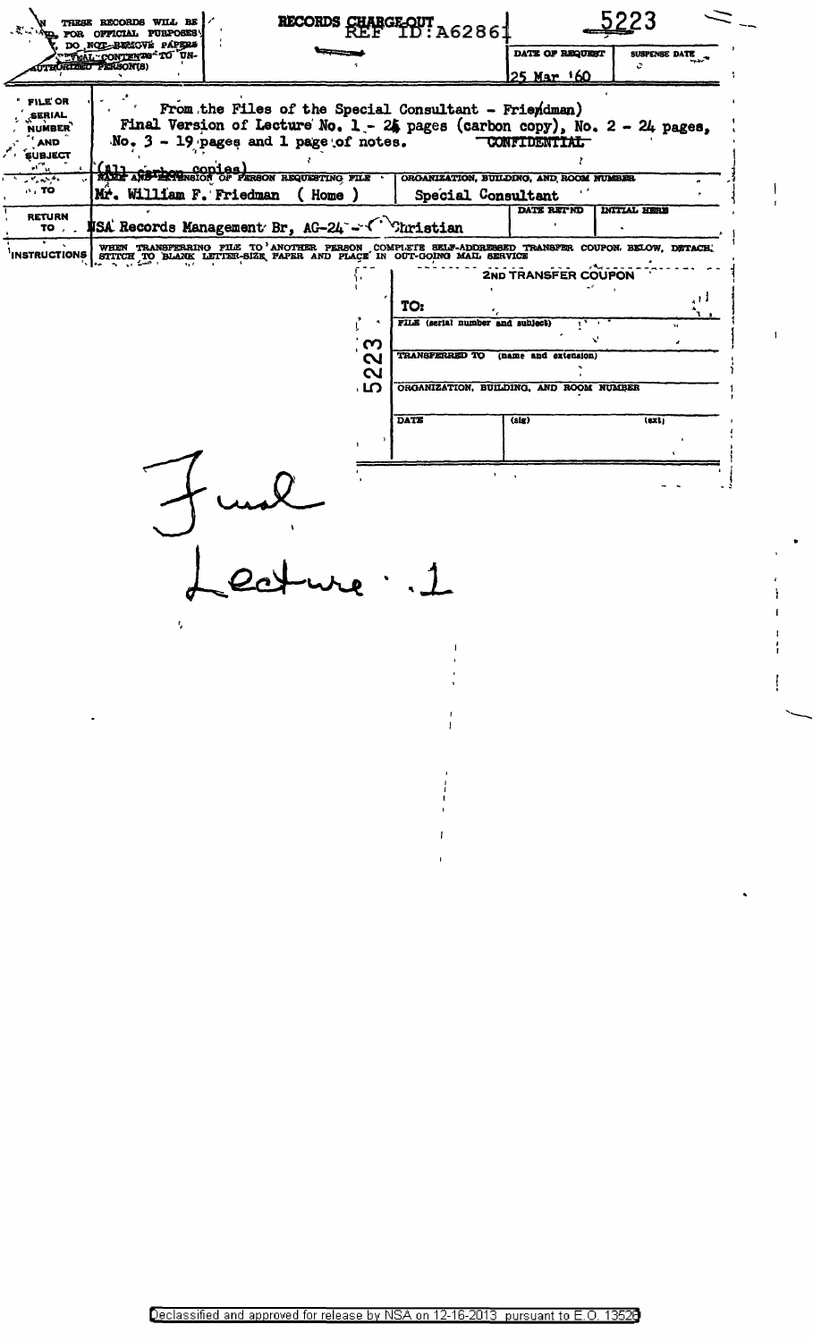THESE RECORDS WILL BE USED FOR OFFICIAL PURPOSES ONLY. DO NOT REMOVE PAPERS. REVEAL CONTENTS TO UNAUTHORIZED PERSON(S)

RECORDS CHARGE-OUT REF ID:A62861

5223

| | |
|---|---|
| DATE OF REQUEST | SUSPENSE DATE |
| 25 Mar '60 | |

| | |
|---|---|
| FILE OR SERIAL NUMBER AND SUBJECT | From the Files of the Special Consultant - Friedman) Final Version of Lecture No. 1 - 24 pages (carbon copy), No. 2 - 24 pages, No. 3 - 19 pages and 1 page of notes. CONFIDENTIAL (All carbon copies) |
| TO | NAME AND EXTENSION OF PERSON REQUESTING FILE: Mr. William F. Friedman (Home) — ORGANIZATION, BUILDING, AND ROOM NUMBER: Special Consultant |
| RETURN TO | NSA Records Management Br, AG-24 - Christian — DATE RET'ND — INITIAL HERE |
| INSTRUCTIONS | WHEN TRANSFERRING FILE TO ANOTHER PERSON COMPLETE SELF-ADDRESSED TRANSFER COUPON BELOW, DETACH, STITCH TO BLANK LETTER-SIZE PAPER AND PLACE IN OUT-GOING MAIL SERVICE |

5223

**2ND TRANSFER COUPON**

| | | |
|---|---|---|
| TO: | | |
| FILE (serial number and subject) | | |
| TRANSFERRED TO (name and extension) | | |
| ORGANIZATION, BUILDING, AND ROOM NUMBER | | |
| DATE | (sig) | (ext) |

Final

Lecture 1

Declassified and approved for release by NSA on 12-16-2013 pursuant to E.O. 13526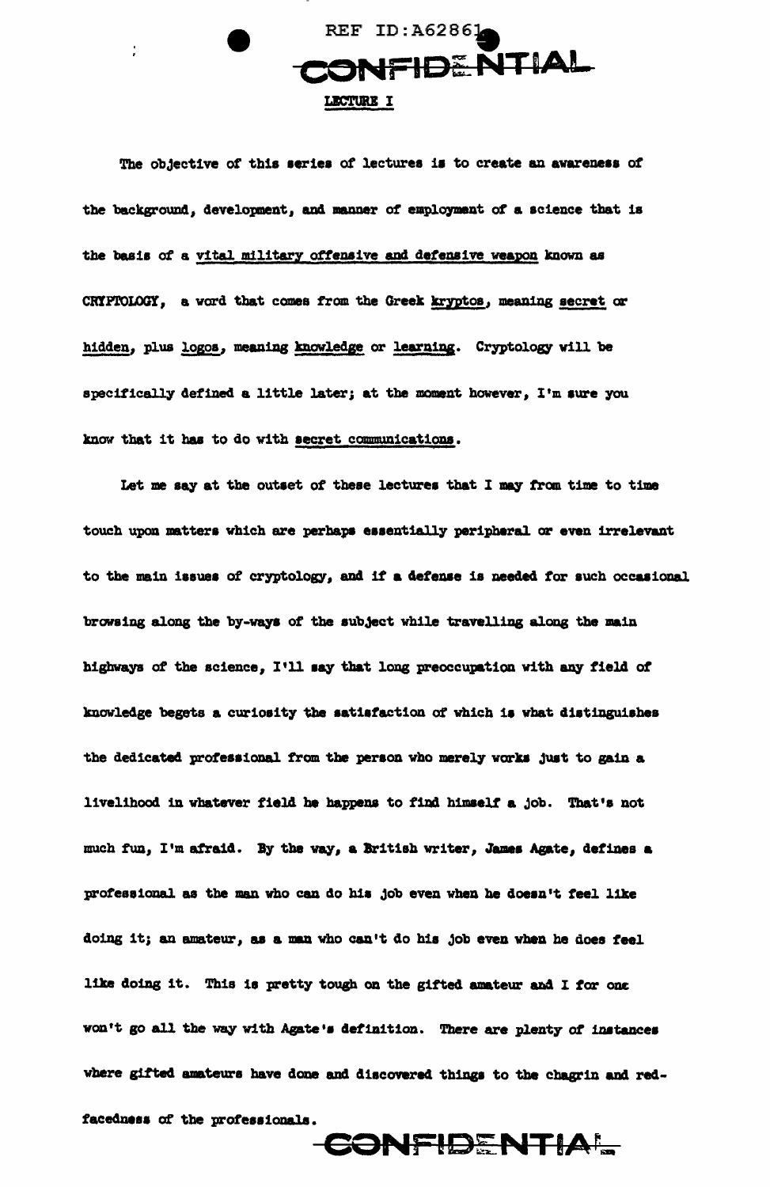REF ID:A62861

CONFIDENTIAL

## LECTURE I

The objective of this series of lectures is to create an awareness of the background, development, and manner of employment of a science that is the basis of a vital military offensive and defensive weapon known as CRYPTOLOGY, a word that comes from the Greek kryptos, meaning secret or hidden, plus logos, meaning knowledge or learning. Cryptology will be specifically defined a little later; at the moment however, I'm sure you know that it has to do with secret communications.

Let me say at the outset of these lectures that I may from time to time touch upon matters which are perhaps essentially peripheral or even irrelevant to the main issues of cryptology, and if a defense is needed for such occasional browsing along the by-ways of the subject while travelling along the main highways of the science, I'll say that long preoccupation with any field of knowledge begets a curiosity the satisfaction of which is what distinguishes the dedicated professional from the person who merely works just to gain a livelihood in whatever field he happens to find himself a job. That's not much fun, I'm afraid. By the way, a British writer, James Agate, defines a professional as the man who can do his job even when he doesn't feel like doing it; an amateur, as a man who can't do his job even when he does feel like doing it. This is pretty tough on the gifted amateur and I for one won't go all the way with Agate's definition. There are plenty of instances where gifted amateurs have done and discovered things to the chagrin and red-facedness of the professionals.

CONFIDENTIAL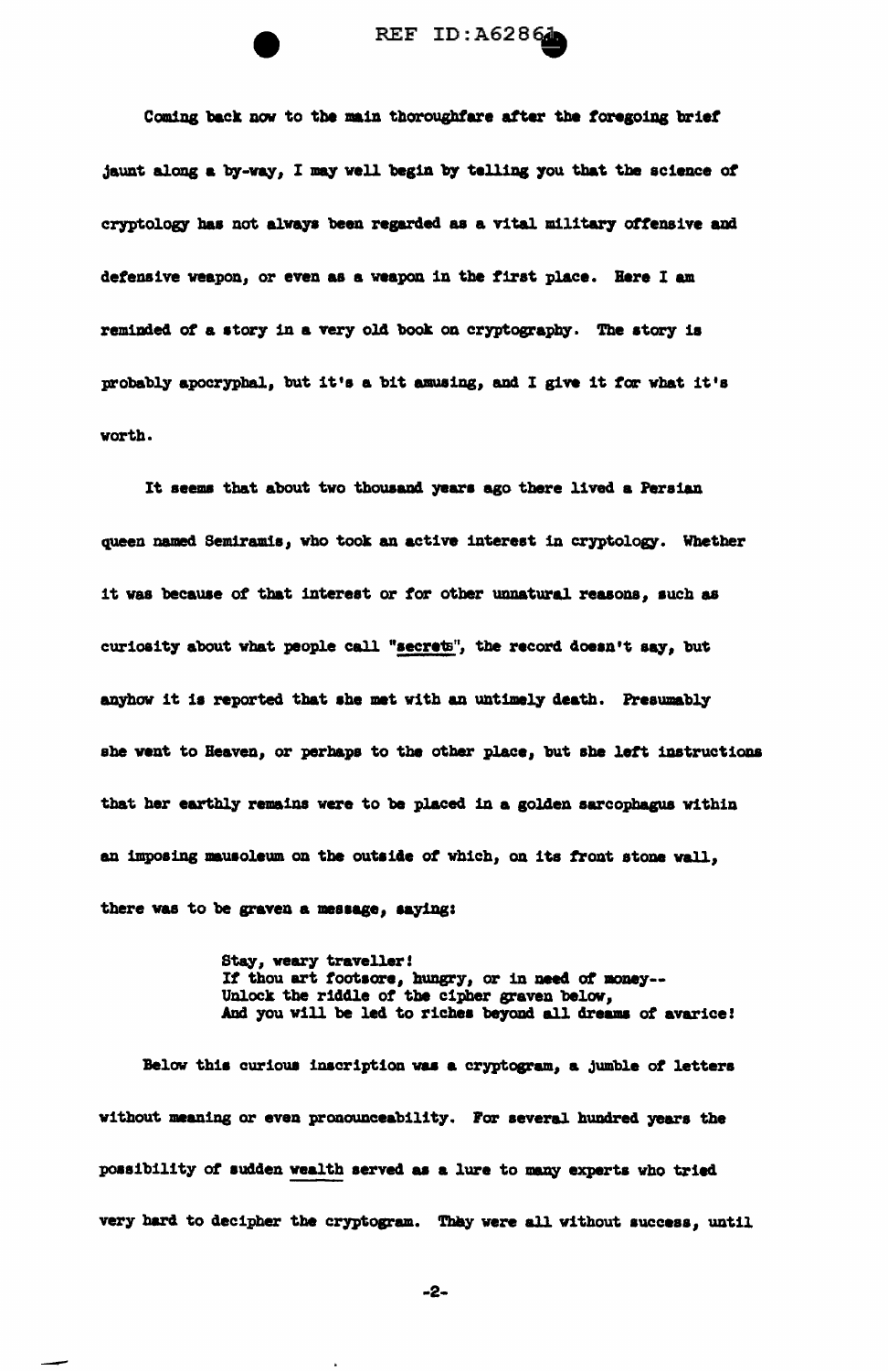Coming back now to the main thoroughfare after the foregoing brief jaunt along a by-way, I may well begin by telling you that the science of cryptology has not always been regarded as a vital military offensive and defensive weapon, or even as a weapon in the first place. Here I am reminded of a story in a very old book on cryptography. The story is probably apocryphal, but it's a bit amusing, and I give it for what it's worth.

It seems that about two thousand years ago there lived a Persian queen named Semiramis, who took an active interest in cryptology. Whether it was because of that interest or for other unnatural reasons, such as curiosity about what people call "secrets", the record doesn't say, but anyhow it is reported that she met with an untimely death. Presumably she went to Heaven, or perhaps to the other place, but she left instructions that her earthly remains were to be placed in a golden sarcophagus within an imposing mausoleum on the outside of which, on its front stone wall, there was to be graven a message, saying:

> Stay, weary traveller!
> If thou art footsore, hungry, or in need of money--
> Unlock the riddle of the cipher graven below,
> And you will be led to riches beyond all dreams of avarice!

Below this curious inscription was a cryptogram, a jumble of letters without meaning or even pronounceability. For several hundred years the possibility of sudden wealth served as a lure to many experts who tried very hard to decipher the cryptogram. They were all without success, until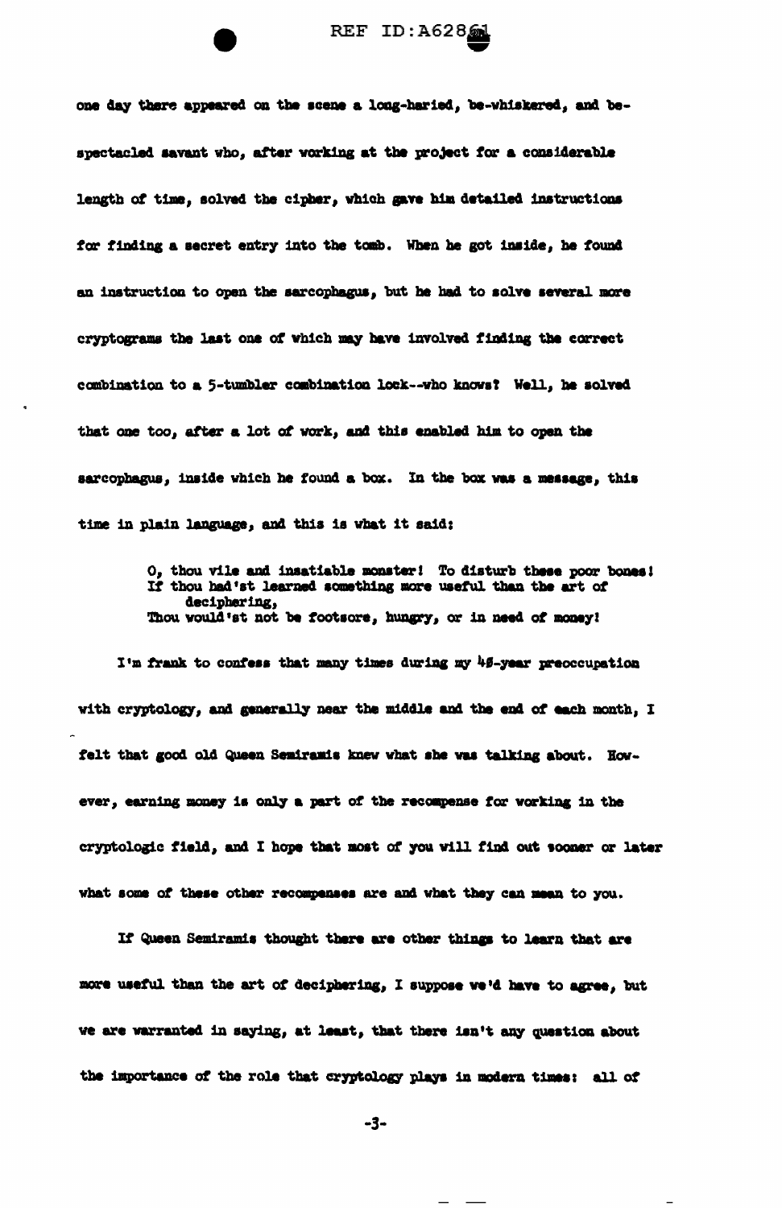one day there appeared on the scene a long-haried, be-whiskered, and be-spectacled savant who, after working at the project for a considerable length of time, solved the cipher, which gave him detailed instructions for finding a secret entry into the tomb. When he got inside, he found an instruction to open the sarcophagus, but he had to solve several more cryptograms the last one of which may have involved finding the correct combination to a 5-tumbler combination lock--who knows? Well, he solved that one too, after a lot of work, and this enabled him to open the sarcophagus, inside which he found a box. In the box was a message, this time in plain language, and this is what it said:

> O, thou vile and insatiable monster! To disturb these poor bones!
> If thou had'st learned something more useful than the art of deciphering,
> Thou would'st not be footsore, hungry, or in need of money!

I'm frank to confess that many times during my 40-year preoccupation with cryptology, and generally near the middle and the end of each month, I felt that good old Queen Semiramis knew what she was talking about. However, earning money is only a part of the recompense for working in the cryptologic field, and I hope that most of you will find out sooner or later what some of these other recompenses are and what they can mean to you.

If Queen Semiramis thought there are other things to learn that are more useful than the art of deciphering, I suppose we'd have to agree, but we are warranted in saying, at least, that there isn't any question about the importance of the role that cryptology plays in modern times: all of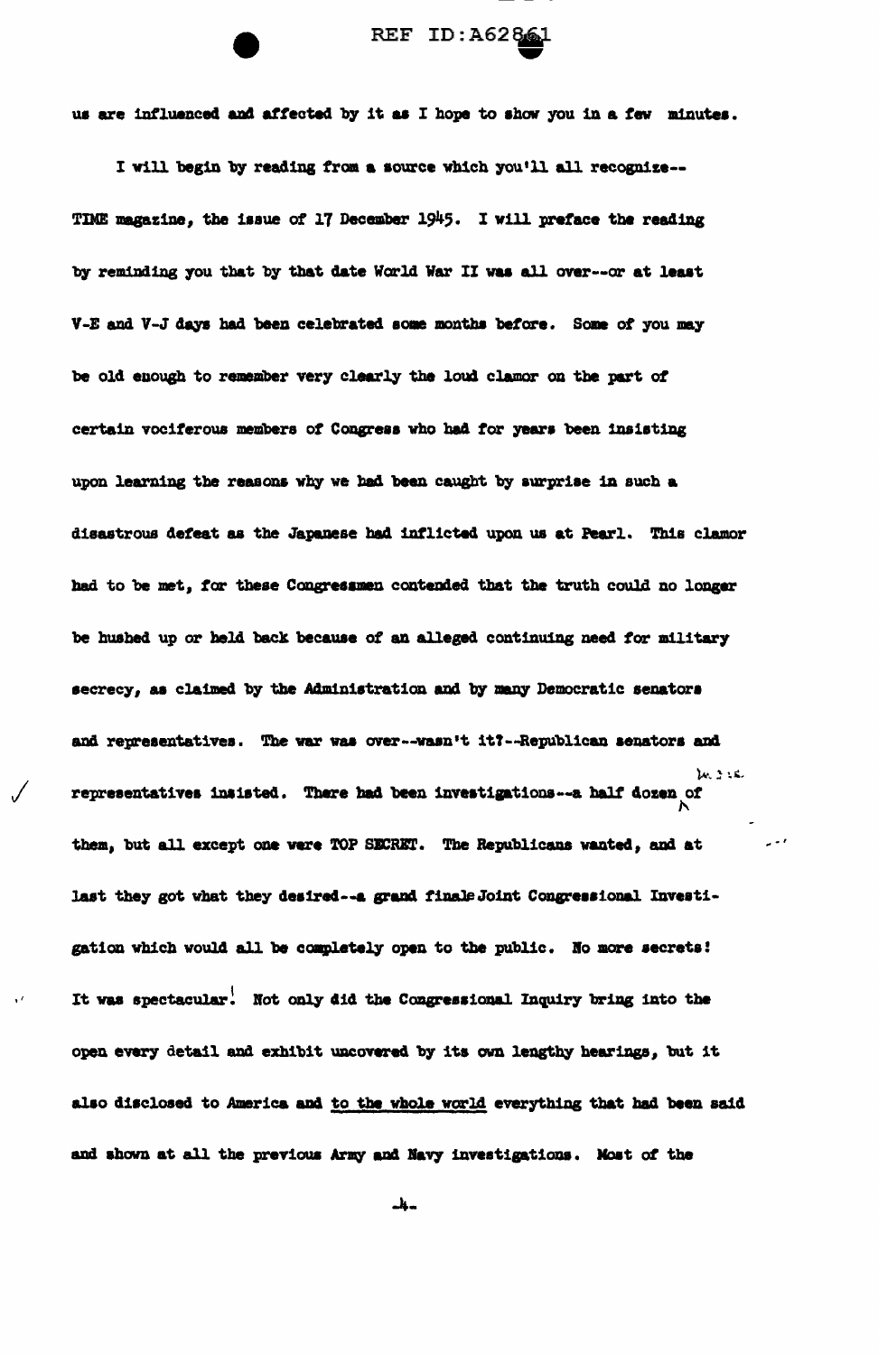us are influenced and affected by it as I hope to show you in a few minutes.

I will begin by reading from a source which you'll all recognize--TIME magazine, the issue of 17 December 1945. I will preface the reading by reminding you that by that date World War II was all over--or at least V-E and V-J days had been celebrated some months before. Some of you may be old enough to remember very clearly the loud clamor on the part of certain vociferous members of Congress who had for years been insisting upon learning the reasons why we had been caught by surprise in such a disastrous defeat as the Japanese had inflicted upon us at Pearl. This clamor had to be met, for these Congressmen contended that the truth could no longer be hushed up or held back because of an alleged continuing need for military secrecy, as claimed by the Administration and by many Democratic senators and representatives. The war was over--wasn't it?--Republican senators and representatives insisted. There had been investigations--a half dozen of them, but all except one were TOP SECRET. The Republicans wanted, and at last they got what they desired--a grand finale Joint Congressional Investigation which would all be completely open to the public. No more secrets! It was spectacular! Not only did the Congressional Inquiry bring into the open every detail and exhibit uncovered by its own lengthy hearings, but it also disclosed to America and to the whole world everything that had been said and shown at all the previous Army and Navy investigations. Most of the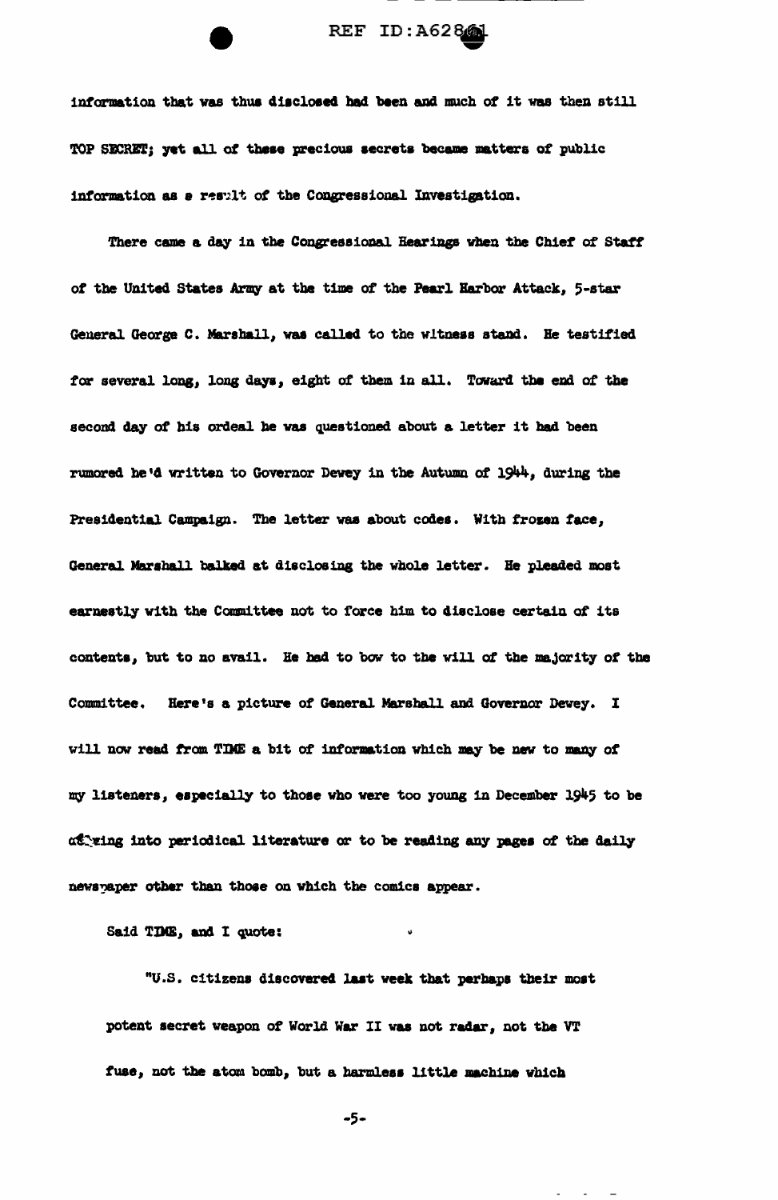information that was thus disclosed had been and much of it was then still TOP SECRET; yet all of these precious secrets became matters of public information as a result of the Congressional Investigation.

There came a day in the Congressional Hearings when the Chief of Staff of the United States Army at the time of the Pearl Harbor Attack, 5-star General George C. Marshall, was called to the witness stand. He testified for several long, long days, eight of them in all. Toward the end of the second day of his ordeal he was questioned about a letter it had been rumored he'd written to Governor Dewey in the Autumn of 1944, during the Presidential Campaign. The letter was about codes. With frozen face, General Marshall balked at disclosing the whole letter. He pleaded most earnestly with the Committee not to force him to disclose certain of its contents, but to no avail. He had to bow to the will of the majority of the Committee. Here's a picture of General Marshall and Governor Dewey. I will now read from TIME a bit of information which may be new to many of my listeners, especially to those who were too young in December 1945 to be delving into periodical literature or to be reading any pages of the daily newspaper other than those on which the comics appear.

Said TIME, and I quote:

"U.S. citizens discovered last week that perhaps their most potent secret weapon of World War II was not radar, not the VT fuse, not the atom bomb, but a harmless little machine which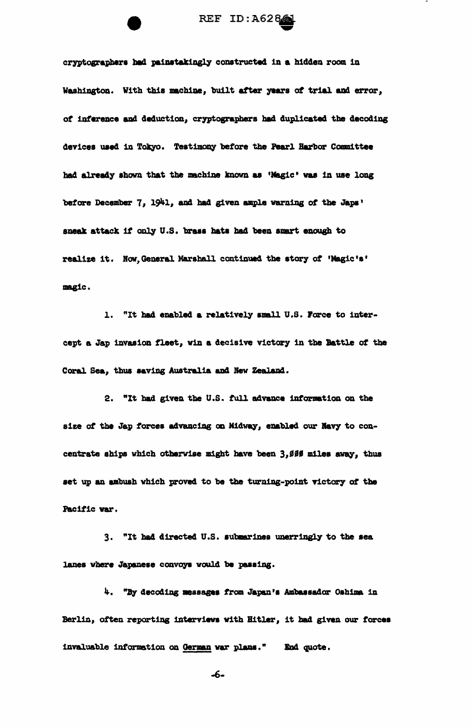cryptographers had painstakingly constructed in a hidden room in Washington. With this machine, built after years of trial and error, of inference and deduction, cryptographers had duplicated the decoding devices used in Tokyo. Testimony before the Pearl Harbor Committee had already shown that the machine known as 'Magic' was in use long before December 7, 1941, and had given ample warning of the Japs' sneak attack if only U.S. brass hats had been smart enough to realize it. Now, General Marshall continued the story of 'Magic's' magic.

1. "It had enabled a relatively small U.S. Force to intercept a Jap invasion fleet, win a decisive victory in the Battle of the Coral Sea, thus saving Australia and New Zealand.

2. "It had given the U.S. full advance information on the size of the Jap forces advancing on Midway, enabled our Navy to concentrate ships which otherwise might have been 3,000 miles away, thus set up an ambush which proved to be the turning-point victory of the Pacific war.

3. "It had directed U.S. submarines unerringly to the sea lanes where Japanese convoys would be passing.

4. "By decoding messages from Japan's Ambassador Oshima in Berlin, often reporting interviews with Hitler, it had given our forces invaluable information on German war plans." End quote.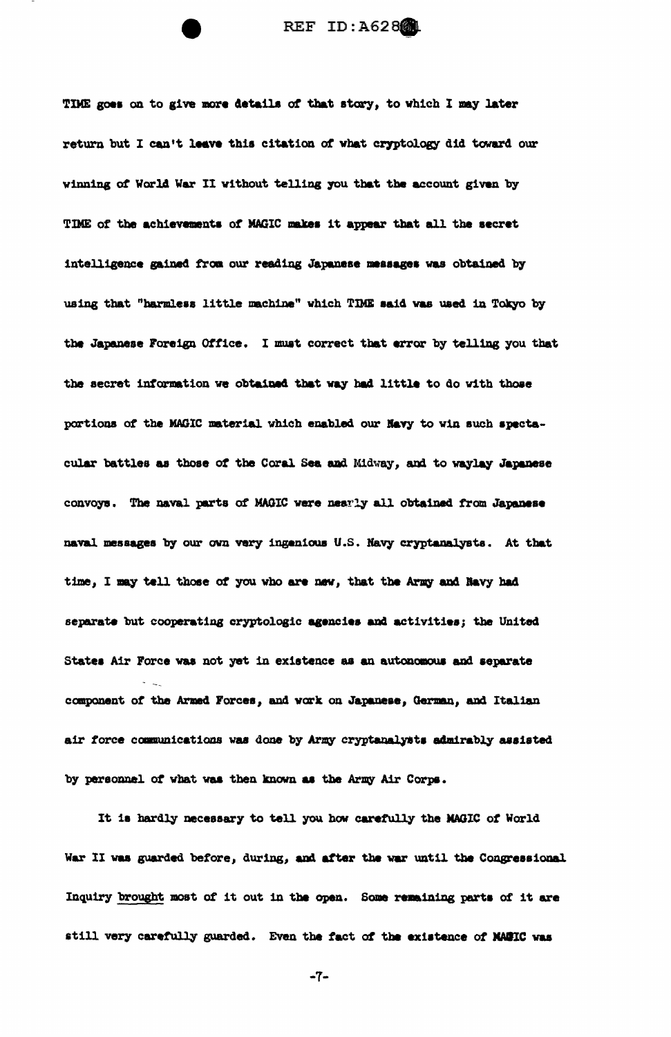TIME goes on to give more details of that story, to which I may later return but I can't leave this citation of what cryptology did toward our winning of World War II without telling you that the account given by TIME of the achievements of MAGIC makes it appear that all the secret intelligence gained from our reading Japanese messages was obtained by using that "harmless little machine" which TIME said was used in Tokyo by the Japanese Foreign Office. I must correct that error by telling you that the secret information we obtained that way had little to do with those portions of the MAGIC material which enabled our Navy to win such spectacular battles as those of the Coral Sea and Midway, and to waylay Japanese convoys. The naval parts of MAGIC were nearly all obtained from Japanese naval messages by our own very ingenious U.S. Navy cryptanalysts. At that time, I may tell those of you who are new, that the Army and Navy had separate but cooperating cryptologic agencies and activities; the United States Air Force was not yet in existence as an autonomous and separate component of the Armed Forces, and work on Japanese, German, and Italian air force communications was done by Army cryptanalysts admirably assisted by personnel of what was then known as the Army Air Corps.

It is hardly necessary to tell you how carefully the MAGIC of World War II was guarded before, during, and after the war until the Congressional Inquiry brought most of it out in the open. Some remaining parts of it are still very carefully guarded. Even the fact of the existence of MAGIC was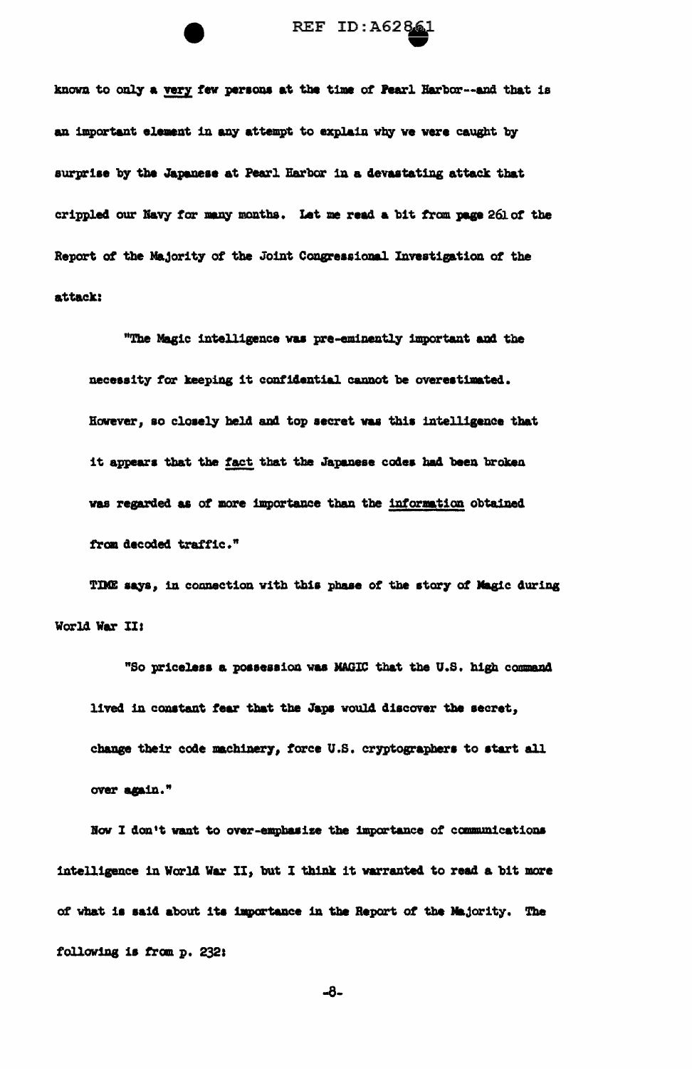known to only a *very* few persons at the time of Pearl Harbor--and that is an important element in any attempt to explain why we were caught by surprise by the Japanese at Pearl Harbor in a devastating attack that crippled our Navy for many months. Let me read a bit from page 261 of the Report of the Majority of the Joint Congressional Investigation of the attack:

> "The Magic intelligence was pre-eminently important and the necessity for keeping it confidential cannot be overestimated. However, so closely held and top secret was this intelligence that it appears that the *fact* that the Japanese codes had been broken was regarded as of more importance than the *information* obtained from decoded traffic."

TIME says, in connection with this phase of the story of Magic during World War II:

> "So priceless a possession was MAGIC that the U.S. high command lived in constant fear that the Japs would discover the secret, change their code machinery, force U.S. cryptographers to start all over again."

Now I don't want to over-emphasize the importance of communications intelligence in World War II, but I think it warranted to read a bit more of what is said about its importance in the Report of the Majority. The following is from p. 232: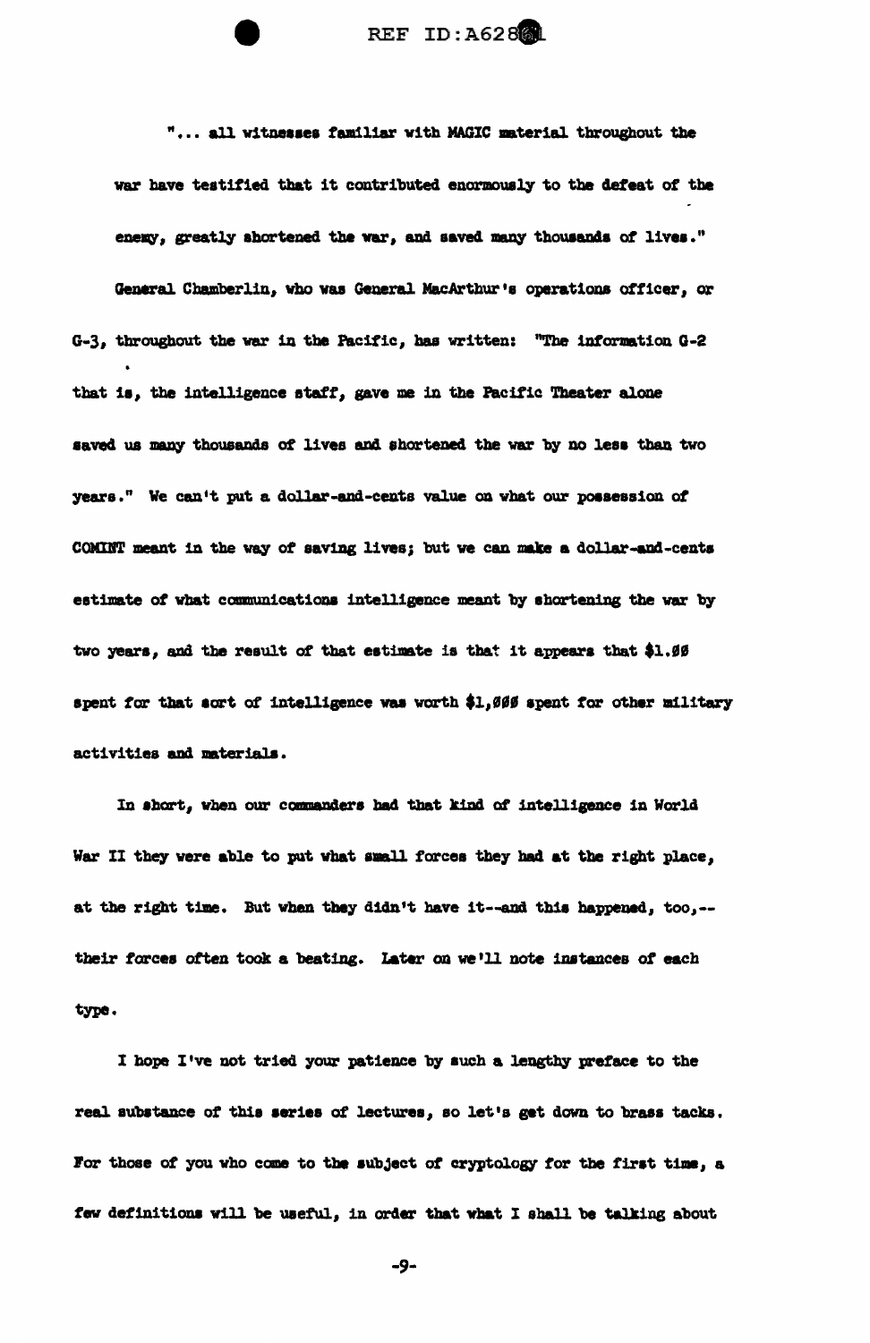"... all witnesses familiar with MAGIC material throughout the war have testified that it contributed enormously to the defeat of the enemy, greatly shortened the war, and saved many thousands of lives."

General Chamberlin, who was General MacArthur's operations officer, or G-3, throughout the war in the Pacific, has written: "The information G-2 that is, the intelligence staff, gave me in the Pacific Theater alone saved us many thousands of lives and shortened the war by no less than two years." We can't put a dollar-and-cents value on what our possession of COMINT meant in the way of saving lives; but we can make a dollar-and-cents estimate of what communications intelligence meant by shortening the war by two years, and the result of that estimate is that it appears that $1.00 spent for that sort of intelligence was worth $1,000 spent for other military activities and materials.

In short, when our commanders had that kind of intelligence in World War II they were able to put what small forces they had at the right place, at the right time. But when they didn't have it--and this happened, too,--their forces often took a beating. Later on we'll note instances of each type.

I hope I've not tried your patience by such a lengthy preface to the real substance of this series of lectures, so let's get down to brass tacks. For those of you who come to the subject of cryptology for the first time, a few definitions will be useful, in order that what I shall be talking about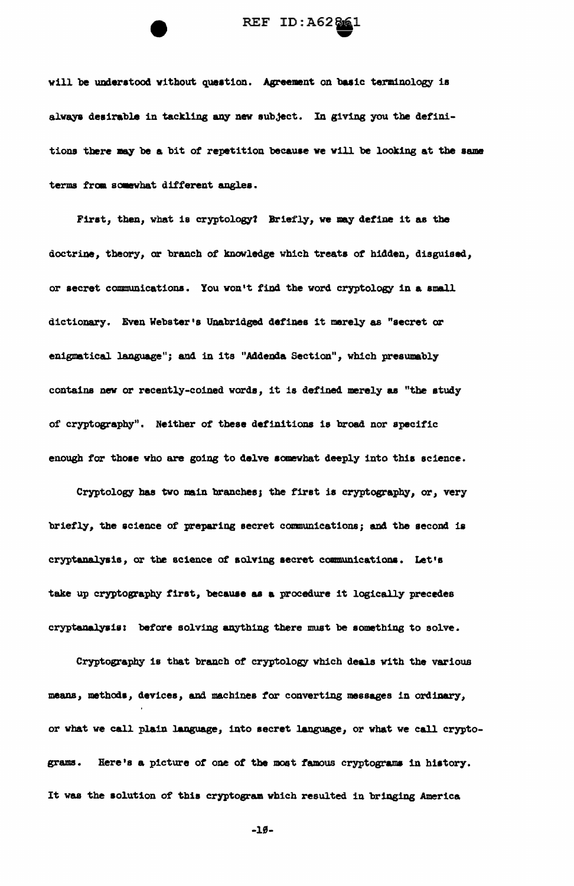will be understood without question. Agreement on basic terminology is always desirable in tackling any new subject. In giving you the definitions there may be a bit of repetition because we will be looking at the same terms from somewhat different angles.

First, then, what is cryptology? Briefly, we may define it as the doctrine, theory, or branch of knowledge which treats of hidden, disguised, or secret communications. You won't find the word cryptology in a small dictionary. Even Webster's Unabridged defines it merely as "secret or enigmatical language"; and in its "Addenda Section", which presumably contains new or recently-coined words, it is defined merely as "the study of cryptography". Neither of these definitions is broad nor specific enough for those who are going to delve somewhat deeply into this science.

Cryptology has two main branches; the first is cryptography, or, very briefly, the science of preparing secret communications; and the second is cryptanalysis, or the science of solving secret communications. Let's take up cryptography first, because as a procedure it logically precedes cryptanalysis: before solving anything there must be something to solve.

Cryptography is that branch of cryptology which deals with the various means, methods, devices, and machines for converting messages in ordinary, or what we call plain language, into secret language, or what we call cryptograms. Here's a picture of one of the most famous cryptograms in history. It was the solution of this cryptogram which resulted in bringing America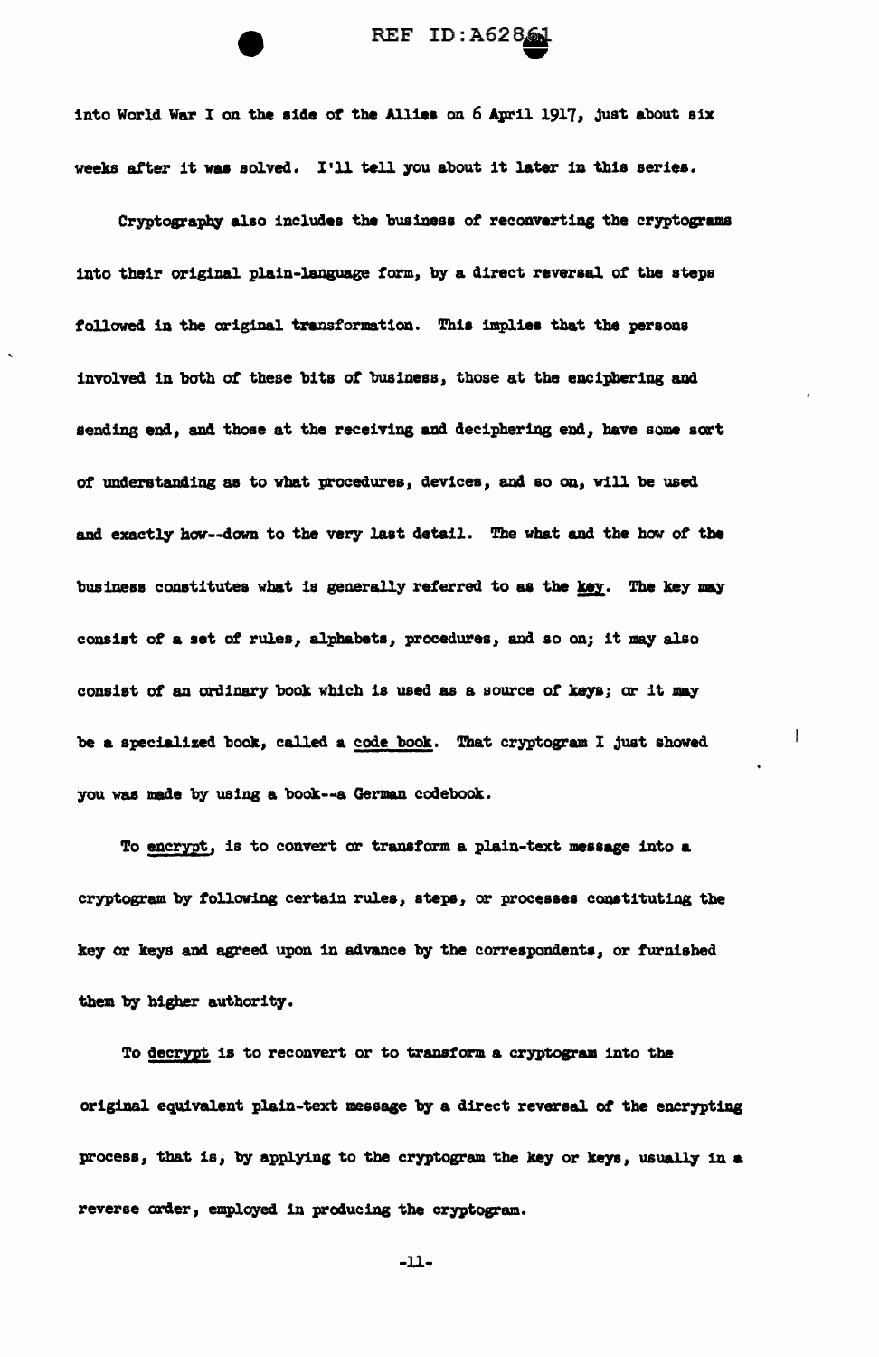into World War I on the side of the Allies on 6 April 1917, just about six weeks after it was solved. I'll tell you about it later in this series.

Cryptography also includes the business of reconverting the cryptograms into their original plain-language form, by a direct reversal of the steps followed in the original transformation. This implies that the persons involved in both of these bits of business, those at the enciphering and sending end, and those at the receiving and deciphering end, have some sort of understanding as to what procedures, devices, and so on, will be used and exactly how--down to the very last detail. The what and the how of the business constitutes what is generally referred to as the <u>key</u>. The key may consist of a set of rules, alphabets, procedures, and so on; it may also consist of an ordinary book which is used as a source of keys; or it may be a specialized book, called a <u>code book</u>. That cryptogram I just showed you was made by using a book--a German codebook.

To <u>encrypt</u>, is to convert or transform a plain-text message into a cryptogram by following certain rules, steps, or processes constituting the key or keys and agreed upon in advance by the correspondents, or furnished them by higher authority.

To <u>decrypt</u> is to reconvert or to transform a cryptogram into the original equivalent plain-text message by a direct reversal of the encrypting process, that is, by applying to the cryptogram the key or keys, usually in a reverse order, employed in producing the cryptogram.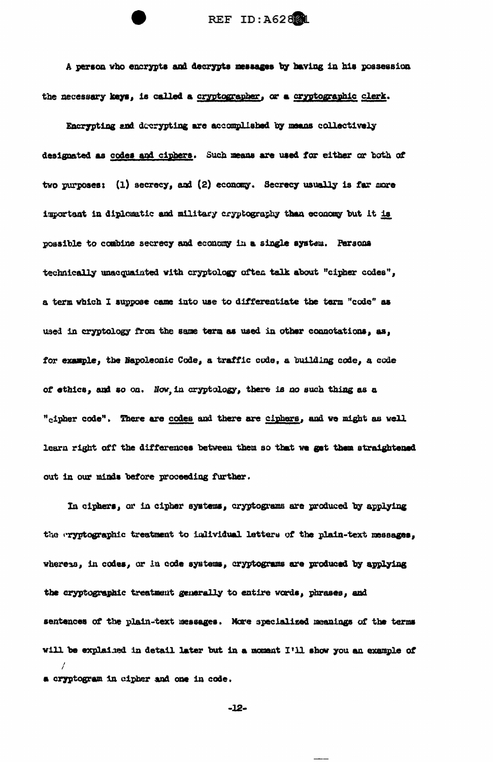A person who encrypts and decrypts messages by having in his possession the necessary keys, is called a cryptographer, or a cryptographic clerk.

Encrypting and decrypting are accomplished by means collectively designated as codes and ciphers. Such means are used for either or both of two purposes: (1) secrecy, and (2) economy. Secrecy usually is far more important in diplomatic and military cryptography than economy but it is possible to combine secrecy and economy in a single system. Persons technically unacquainted with cryptology often talk about "cipher codes", a term which I suppose came into use to differentiate the term "code" as used in cryptology from the same term as used in other connotations, as, for example, the Napoleonic Code, a traffic code, a building code, a code of ethics, and so on. Now, in cryptology, there is no such thing as a "cipher code". There are codes and there are ciphers, and we might as well learn right off the differences between them so that we get them straightened out in our minds before proceeding further.

In ciphers, or in cipher systems, cryptograms are produced by applying the cryptographic treatment to individual letters of the plain-text messages, whereas, in codes, or in code systems, cryptograms are produced by applying the cryptographic treatment generally to entire words, phrases, and sentences of the plain-text messages. More specialized meanings of the terms will be explained in detail later but in a moment I'll show you an example of a cryptogram in cipher and one in code.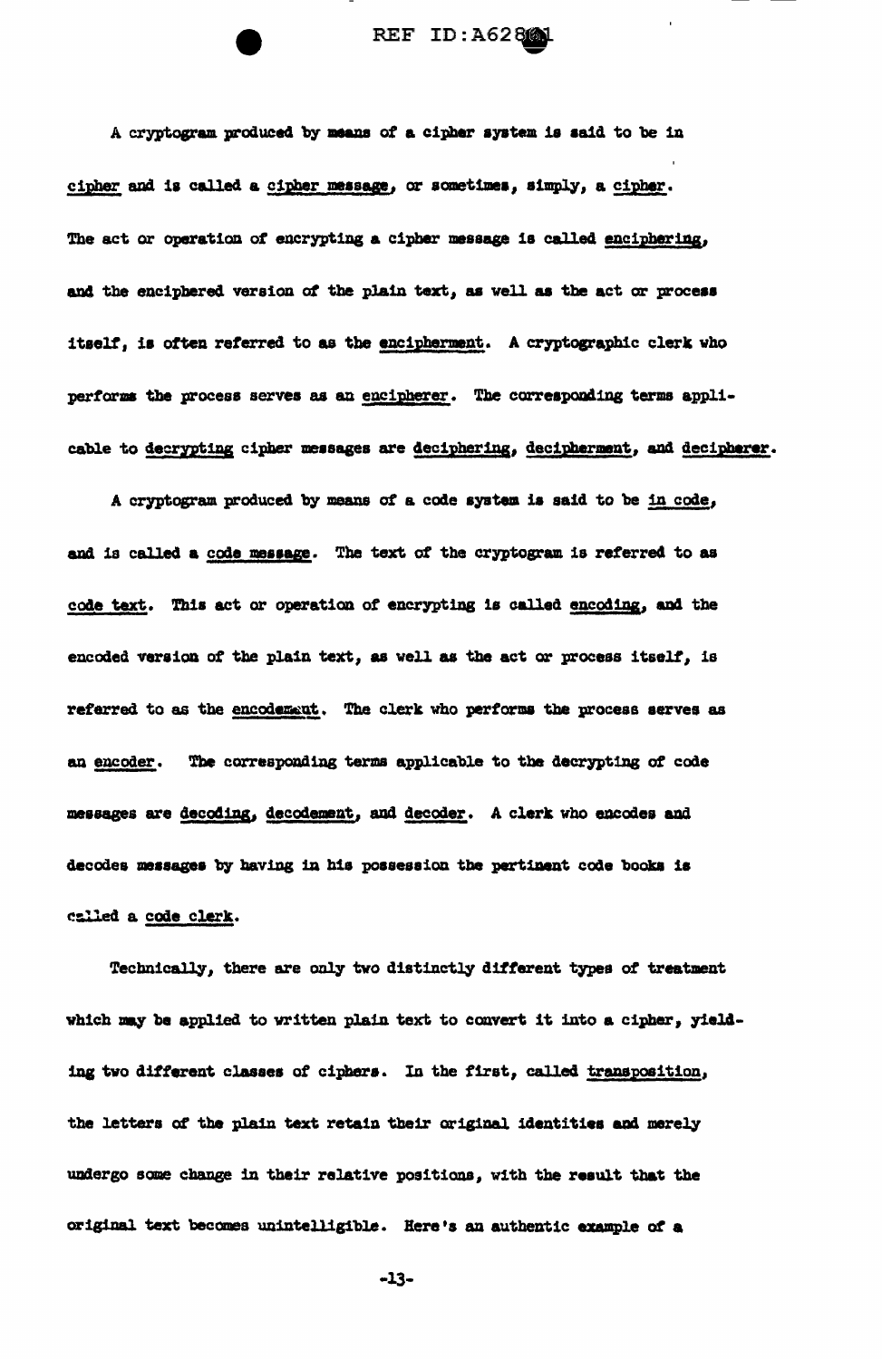A cryptogram produced by means of a cipher system is said to be in <u>cipher</u> and is called a <u>cipher message</u>, or sometimes, simply, a <u>cipher</u>. The act or operation of encrypting a cipher message is called <u>enciphering</u>, and the enciphered version of the plain text, as well as the act or process itself, is often referred to as the <u>encipherment</u>. A cryptographic clerk who performs the process serves as an <u>encipherer</u>. The corresponding terms applicable to <u>decrypting</u> cipher messages are <u>deciphering</u>, <u>decipherment</u>, and <u>decipherer</u>.

A cryptogram produced by means of a code system is said to be <u>in code</u>, and is called a <u>code message</u>. The text of the cryptogram is referred to as <u>code text</u>. This act or operation of encrypting is called <u>encoding</u>, and the encoded version of the plain text, as well as the act or process itself, is referred to as the <u>encodement</u>. The clerk who performs the process serves as an <u>encoder</u>. The corresponding terms applicable to the decrypting of code messages are <u>decoding</u>, <u>decodement</u>, and <u>decoder</u>. A clerk who encodes and decodes messages by having in his possession the pertinent code books is called a <u>code clerk</u>.

Technically, there are only two distinctly different types of treatment which may be applied to written plain text to convert it into a cipher, yielding two different classes of ciphers. In the first, called <u>transposition</u>, the letters of the plain text retain their original identities and merely undergo some change in their relative positions, with the result that the original text becomes unintelligible. Here's an authentic example of a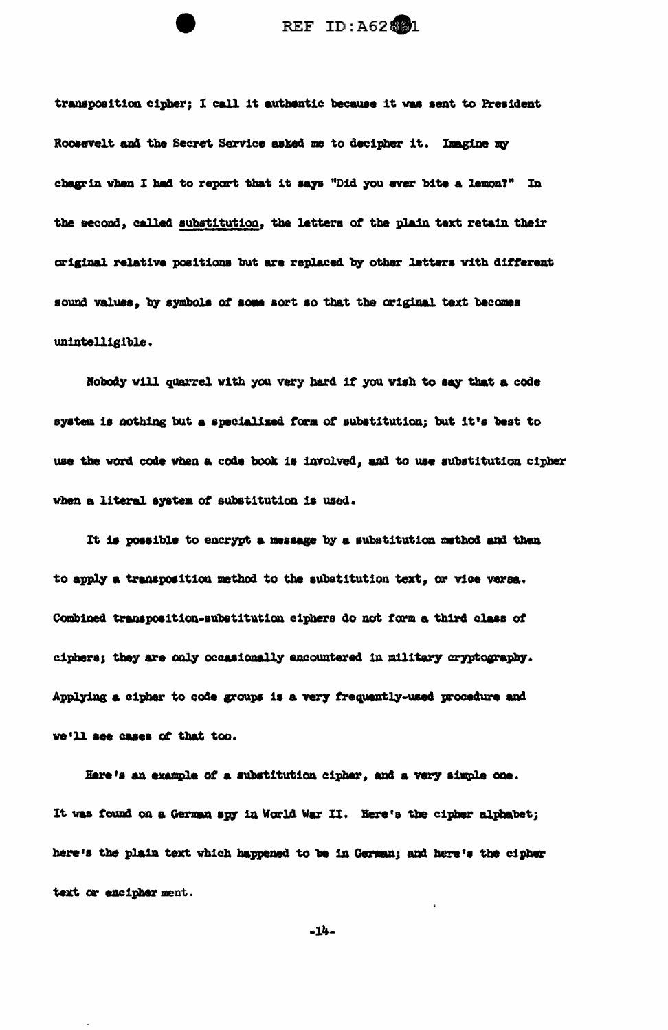transposition cipher; I call it authentic because it was sent to President Roosevelt and the Secret Service asked me to decipher it. Imagine my chagrin when I had to report that it says "Did you ever bite a lemon?" In the second, called <u>substitution</u>, the letters of the plain text retain their original relative positions but are replaced by other letters with different sound values, by symbols of some sort so that the original text becomes unintelligible.

Nobody will quarrel with you very hard if you wish to say that a code system is nothing but a specialized form of substitution; but it's best to use the word code when a code book is involved, and to use substitution cipher when a literal system of substitution is used.

It is possible to encrypt a message by a substitution method and then to apply a transposition method to the substitution text, or vice versa. Combined transposition-substitution ciphers do not form a third class of ciphers; they are only occasionally encountered in military cryptography. Applying a cipher to code groups is a very frequently-used procedure and we'll see cases of that too.

Here's an example of a substitution cipher, and a very simple one. It was found on a German spy in World War II. Here's the cipher alphabet; here's the plain text which happened to be in German; and here's the cipher text or encipher ment.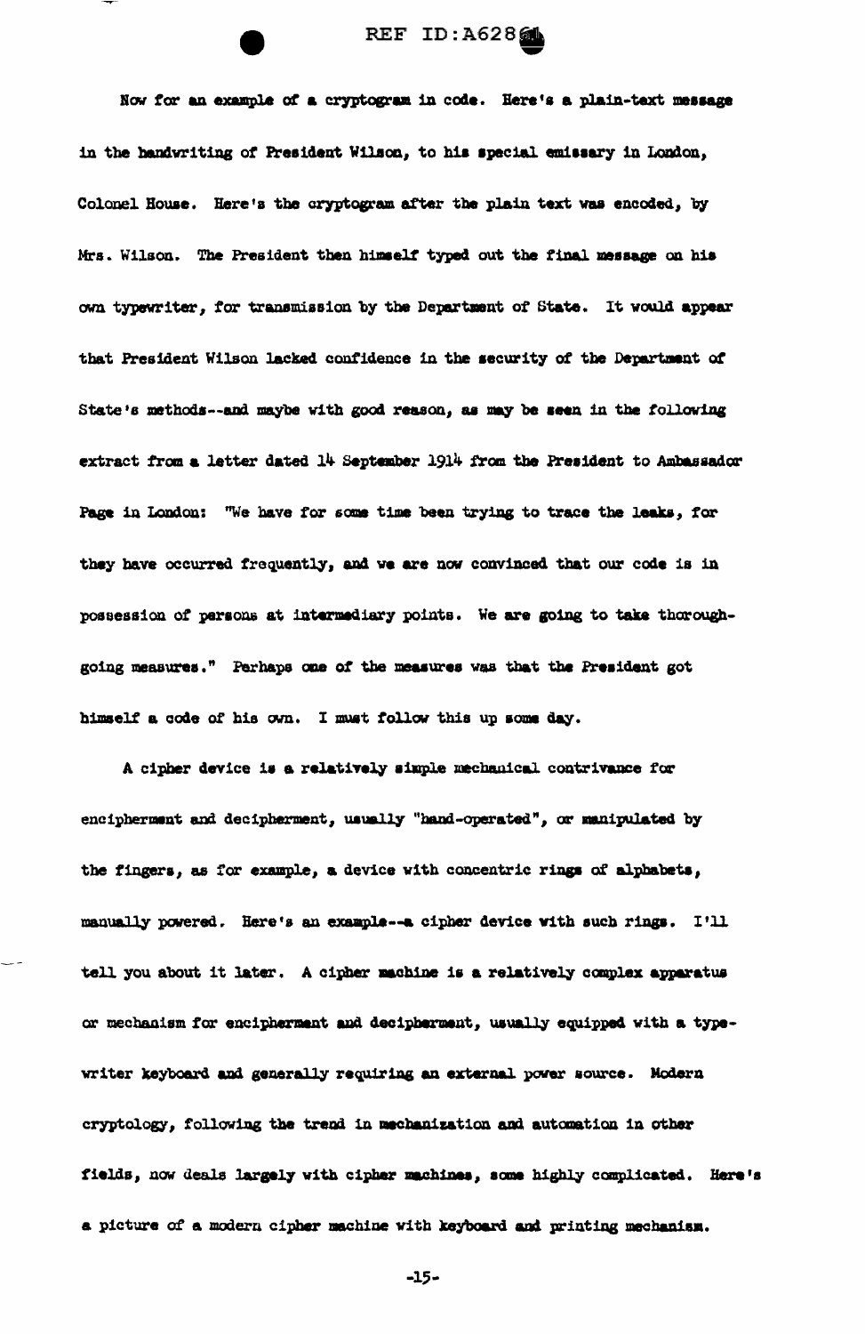Now for an example of a cryptogram in code. Here's a plain-text message in the handwriting of President Wilson, to his special emissary in London, Colonel House. Here's the cryptogram after the plain text was encoded, by Mrs. Wilson. The President then himself typed out the final message on his own typewriter, for transmission by the Department of State. It would appear that President Wilson lacked confidence in the security of the Department of State's methods--and maybe with good reason, as may be seen in the following extract from a letter dated 14 September 1914 from the President to Ambassador Page in London: "We have for some time been trying to trace the leaks, for they have occurred frequently, and we are now convinced that our code is in possession of persons at intermediary points. We are going to take thoroughgoing measures." Perhaps one of the measures was that the President got himself a code of his own. I must follow this up some day.

A cipher device is a relatively simple mechanical contrivance for encipherment and decipherment, usually "hand-operated", or manipulated by the fingers, as for example, a device with concentric rings of alphabets, manually powered. Here's an example--a cipher device with such rings. I'll tell you about it later. A cipher machine is a relatively complex apparatus or mechanism for encipherment and decipherment, usually equipped with a typewriter keyboard and generally requiring an external power source. Modern cryptology, following the trend in mechanization and automation in other fields, now deals largely with cipher machines, some highly complicated. Here's a picture of a modern cipher machine with keyboard and printing mechanism.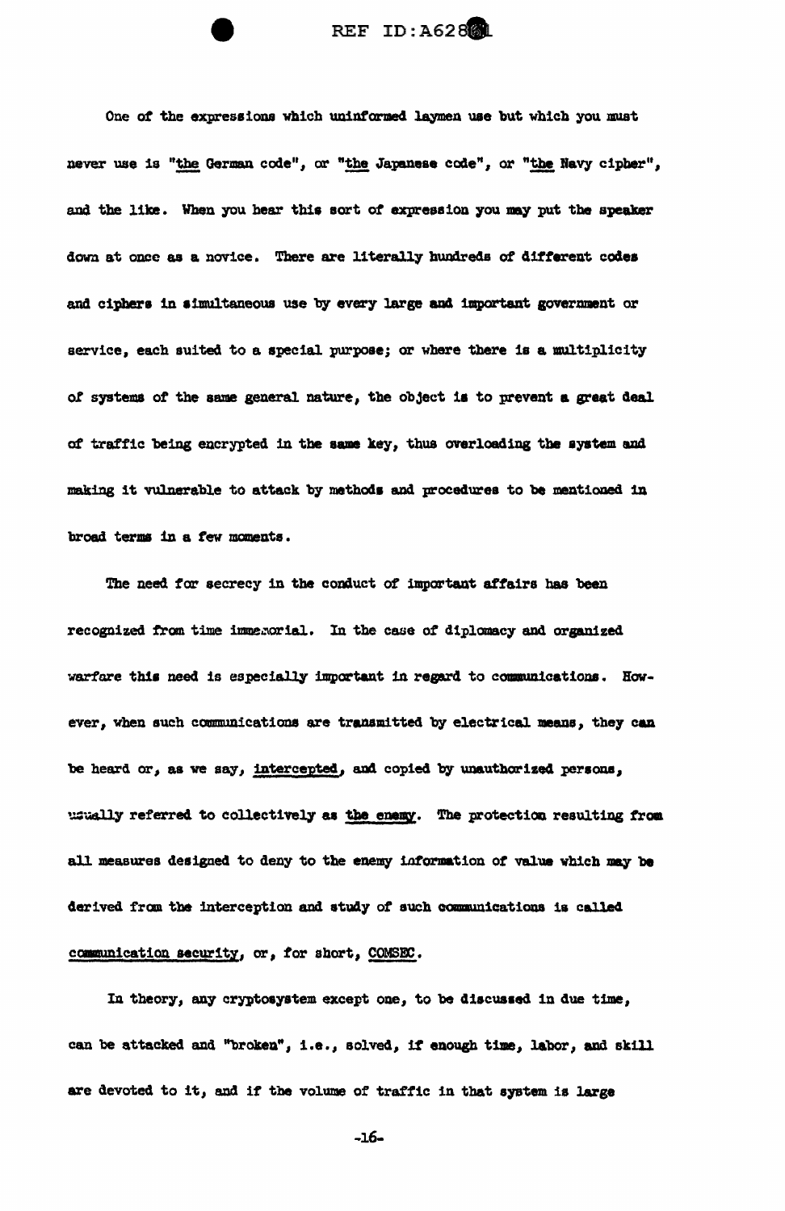One of the expressions which uninformed laymen use but which you must never use is "the German code", or "the Japanese code", or "the Navy cipher", and the like. When you hear this sort of expression you may put the speaker down at once as a novice. There are literally hundreds of different codes and ciphers in simultaneous use by every large and important government or service, each suited to a special purpose; or where there is a multiplicity of systems of the same general nature, the object is to prevent a great deal of traffic being encrypted in the same key, thus overloading the system and making it vulnerable to attack by methods and procedures to be mentioned in broad terms in a few moments.

The need for secrecy in the conduct of important affairs has been recognized from time immemorial. In the case of diplomacy and organized warfare this need is especially important in regard to communications. However, when such communications are transmitted by electrical means, they can be heard or, as we say, intercepted, and copied by unauthorized persons, usually referred to collectively as the enemy. The protection resulting from all measures designed to deny to the enemy information of value which may be derived from the interception and study of such communications is called communication security, or, for short, COMSEC.

In theory, any cryptosystem except one, to be discussed in due time, can be attacked and "broken", i.e., solved, if enough time, labor, and skill are devoted to it, and if the volume of traffic in that system is large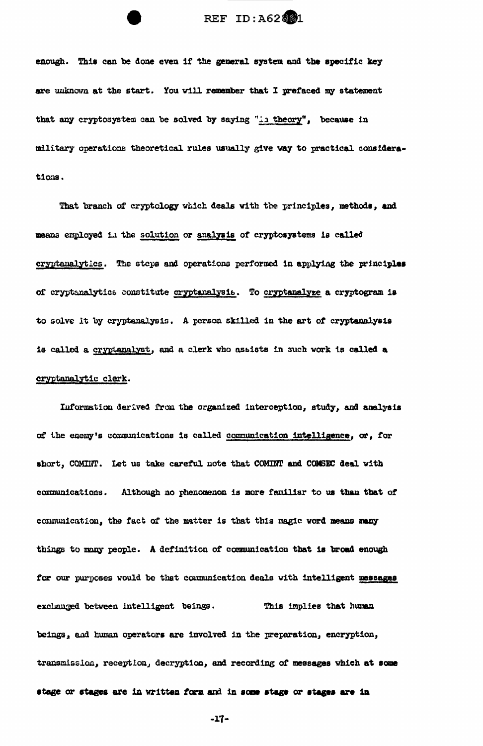enough. This can be done even if the general system and the specific key are unknown at the start. You will remember that I prefaced my statement that any cryptosystem can be solved by saying "in theory", because in military operations theoretical rules usually give way to practical considerations.

That branch of cryptology which deals with the principles, methods, and means employed in the solution or analysis of cryptosystems is called cryptanalytics. The steps and operations performed in applying the principles of cryptanalytics constitute cryptanalysis. To cryptanalyze a cryptogram is to solve it by cryptanalysis. A person skilled in the art of cryptanalysis is called a cryptanalyst, and a clerk who assists in such work is called a cryptanalytic clerk.

Information derived from the organized interception, study, and analysis of the enemy's communications is called communication intelligence, or, for short, COMINT. Let us take careful note that COMINT and COMSEC deal with communications. Although no phenomenon is more familiar to us than that of communication, the fact of the matter is that this magic word means many things to many people. A definition of communication that is broad enough for our purposes would be that communication deals with intelligent messages exchanged between intelligent beings. This implies that human beings, and human operators are involved in the preparation, encryption, transmission, reception, decryption, and recording of messages which at some stage or stages are in written form and in some stage or stages are in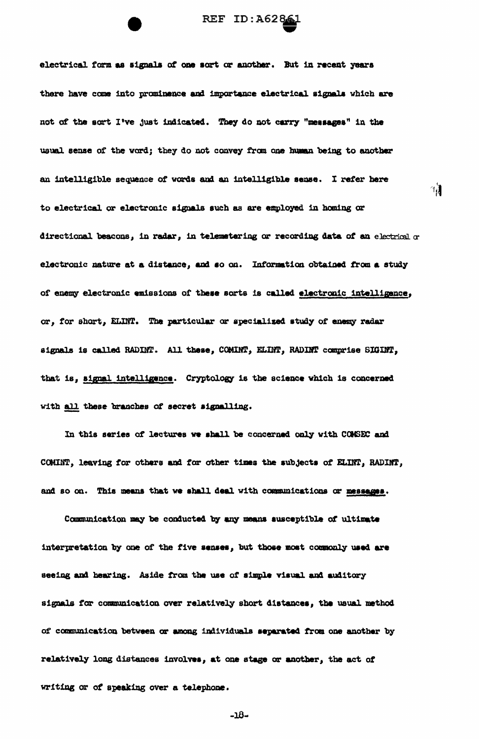electrical form as signals of one sort or another. But in recent years there have come into prominence and importance electrical signals which are not of the sort I've just indicated. They do not carry "messages" in the usual sense of the word; they do not convey from one human being to another an intelligible sequence of words and an intelligible sense. I refer here to electrical or electronic signals such as are employed in homing or directional beacons, in radar, in telemetering or recording data of an electrical or electronic nature at a distance, and so on. Information obtained from a study of enemy electronic emissions of these sorts is called <u>electronic intelligence</u>, or, for short, ELINT. The particular or specialized study of enemy radar signals is called RADINT. All these, COMINT, ELINT, RADINT comprise SIGINT, that is, <u>signal intelligence</u>. Cryptology is the science which is concerned with <u>all</u> these branches of secret signalling.

In this series of lectures we shall be concerned only with COMSEC and COMINT, leaving for others and for other times the subjects of ELINT, RADINT, and so on. This means that we shall deal with communications or <u>messages</u>.

Communication may be conducted by any means susceptible of ultimate interpretation by one of the five senses, but those most commonly used are seeing and hearing. Aside from the use of simple visual and auditory signals for communication over relatively short distances, the usual method of communication between or among individuals separated from one another by relatively long distances involves, at one stage or another, the act of writing or of speaking over a telephone.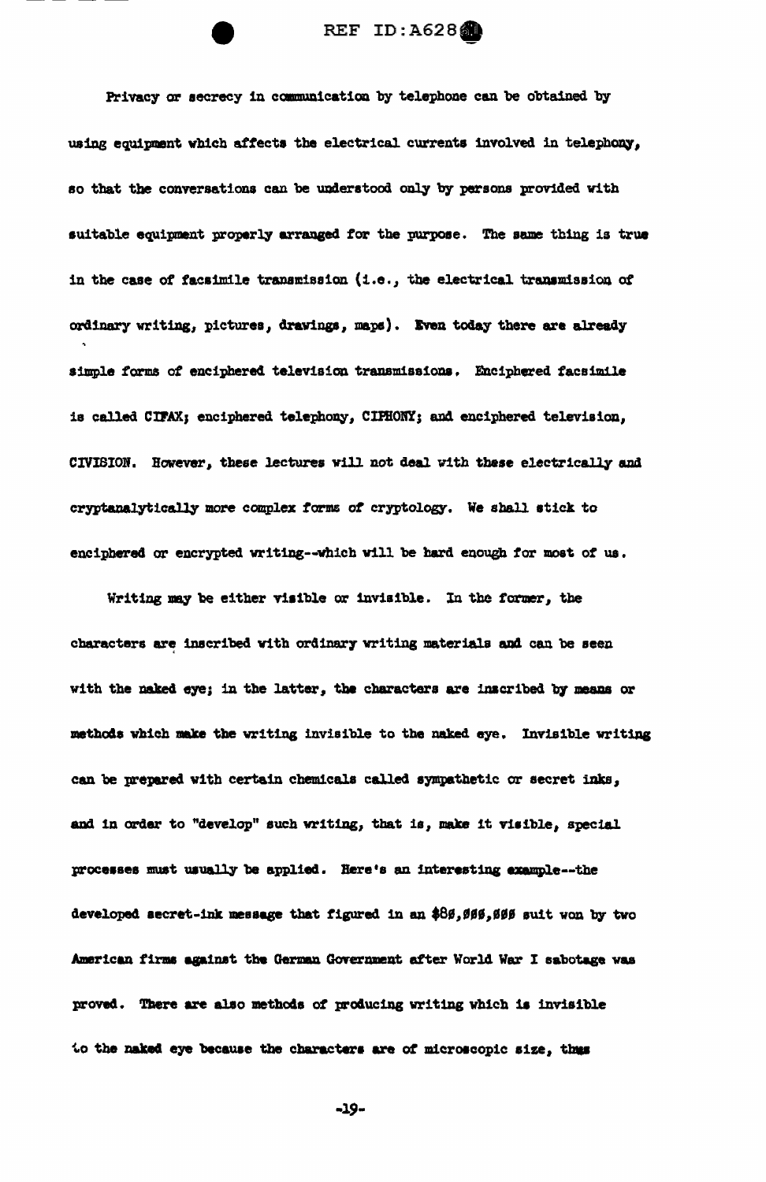Privacy or secrecy in communication by telephone can be obtained by using equipment which affects the electrical currents involved in telephony, so that the conversations can be understood only by persons provided with suitable equipment properly arranged for the purpose. The same thing is true in the case of facsimile transmission (i.e., the electrical transmission of ordinary writing, pictures, drawings, maps). Even today there are already simple forms of enciphered television transmissions. Enciphered facsimile is called CIFAX; enciphered telephony, CIPHONY; and enciphered television, CIVISION. However, these lectures will not deal with these electrically and cryptanalytically more complex forms of cryptology. We shall stick to enciphered or encrypted writing--which will be hard enough for most of us.

Writing may be either visible or invisible. In the former, the characters are inscribed with ordinary writing materials and can be seen with the naked eye; in the latter, the characters are inscribed by means or methods which make the writing invisible to the naked eye. Invisible writing can be prepared with certain chemicals called sympathetic or secret inks, and in order to "develop" such writing, that is, make it visible, special processes must usually be applied. Here's an interesting example--the developed secret-ink message that figured in an $80,000,000 suit won by two American firms against the German Government after World War I sabotage was proved. There are also methods of producing writing which is invisible to the naked eye because the characters are of microscopic size, thus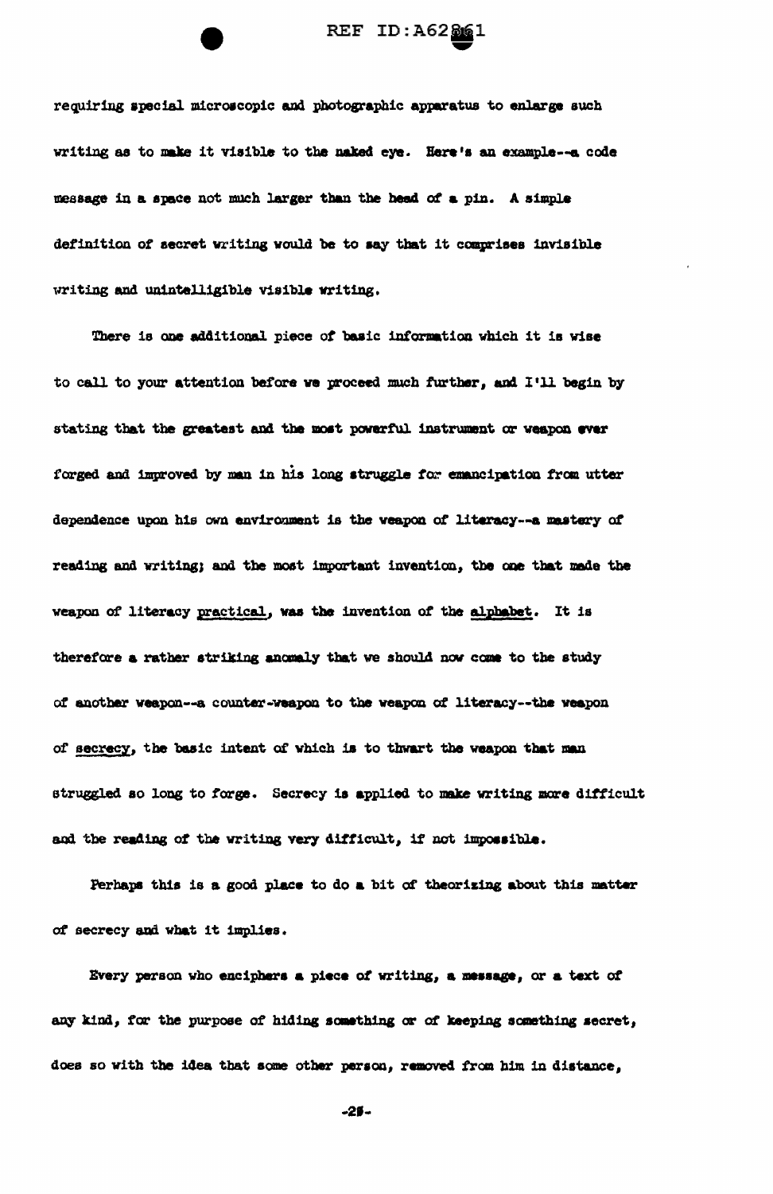requiring special microscopic and photographic apparatus to enlarge such writing as to make it visible to the naked eye. Here's an example--a code message in a space not much larger than the head of a pin. A simple definition of secret writing would be to say that it comprises invisible writing and unintelligible visible writing.

There is one additional piece of basic information which it is wise to call to your attention before we proceed much further, and I'll begin by stating that the greatest and the most powerful instrument or weapon ever forged and improved by man in his long struggle for emancipation from utter dependence upon his own environment is the weapon of literacy--a mastery of reading and writing; and the most important invention, the one that made the weapon of literacy <u>practical</u>, was the invention of the <u>alphabet</u>. It is therefore a rather striking anomaly that we should now come to the study of another weapon--a counter-weapon to the weapon of literacy--the weapon of <u>secrecy</u>, the basic intent of which is to thwart the weapon that man struggled so long to forge. Secrecy is applied to make writing more difficult and the reading of the writing very difficult, if not impossible.

Perhaps this is a good place to do a bit of theorizing about this matter of secrecy and what it implies.

Every person who enciphers a piece of writing, a message, or a text of any kind, for the purpose of hiding something or of keeping something secret, does so with the idea that some other person, removed from him in distance,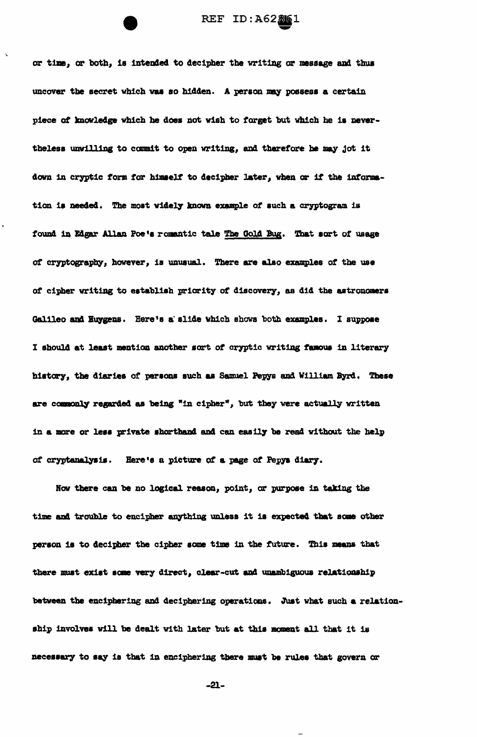or time, or both, is intended to decipher the writing or message and thus uncover the secret which was so hidden. A person may possess a certain piece of knowledge which he does not wish to forget but which he is nevertheless unwilling to commit to open writing, and therefore he may jot it down in cryptic form for himself to decipher later, when or if the information is needed. The most widely known example of such a cryptogram is found in Edgar Allan Poe's romantic tale The Gold Bug. That sort of usage of cryptography, however, is unusual. There are also examples of the use of cipher writing to establish priority of discovery, as did the astronomers Galileo and Huygens. Here's a slide which shows both examples. I suppose I should at least mention another sort of cryptic writing famous in literary history, the diaries of persons such as Samuel Pepys and William Byrd. These are commonly regarded as being "in cipher", but they were actually written in a more or less private shorthand and can easily be read without the help of cryptanalysis. Here's a picture of a page of Pepys diary.

Now there can be no logical reason, point, or purpose in taking the time and trouble to encipher anything unless it is expected that some other person is to decipher the cipher some time in the future. This means that there must exist some very direct, clear-cut and unambiguous relationship between the enciphering and deciphering operations. Just what such a relationship involves will be dealt with later but at this moment all that it is necessary to say is that in enciphering there must be rules that govern or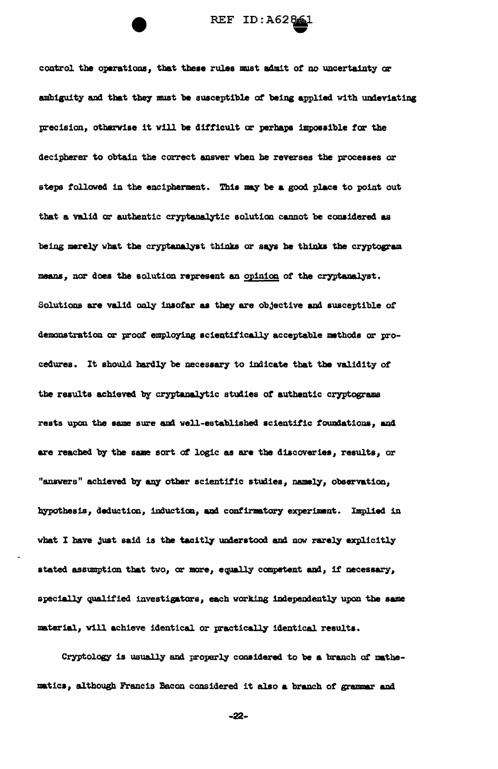control the operations, that these rules must admit of no uncertainty or ambiguity and that they must be susceptible of being applied with undeviating precision, otherwise it will be difficult or perhaps impossible for the decipherer to obtain the correct answer when he reverses the processes or steps followed in the encipherment. This may be a good place to point out that a valid or authentic cryptanalytic solution cannot be considered as being merely what the cryptanalyst thinks or says he thinks the cryptogram means, nor does the solution represent an <u>opinion</u> of the cryptanalyst. Solutions are valid only insofar as they are objective and susceptible of demonstration or proof employing scientifically acceptable methods or procedures. It should hardly be necessary to indicate that the validity of the results achieved by cryptanalytic studies of authentic cryptograms rests upon the same sure and well-established scientific foundations, and are reached by the same sort of logic as are the discoveries, results, or "answers" achieved by any other scientific studies, namely, observation, hypothesis, deduction, induction, and confirmatory experiment. Implied in what I have just said is the tacitly understood and now rarely explicitly stated assumption that two, or more, equally competent and, if necessary, specially qualified investigators, each working independently upon the same material, will achieve identical or practically identical results.

Cryptology is usually and properly considered to be a branch of mathematics, although Francis Bacon considered it also a branch of grammar and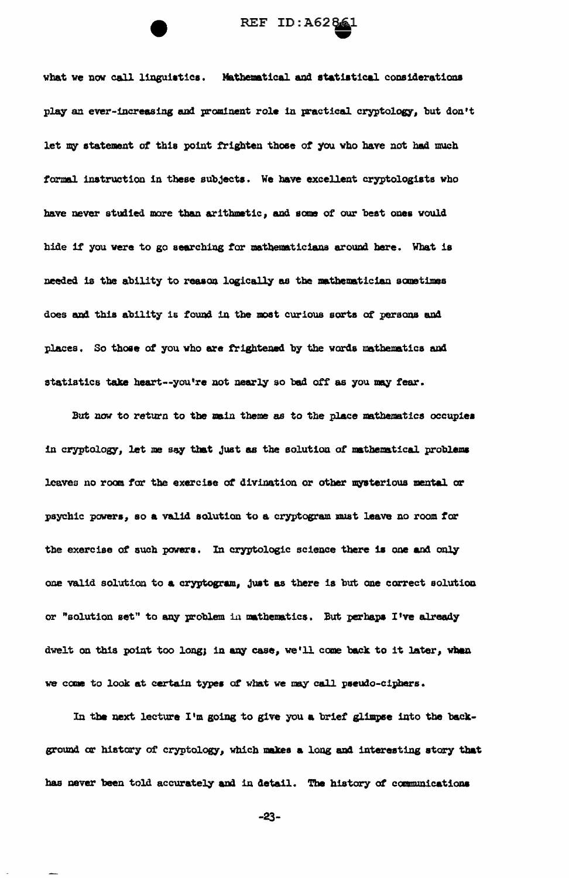what we now call linguistics. Mathematical and statistical considerations play an ever-increasing and prominent role in practical cryptology, but don't let my statement of this point frighten those of you who have not had much formal instruction in these subjects. We have excellent cryptologists who have never studied more than arithmetic, and some of our best ones would hide if you were to go searching for mathematicians around here. What is needed is the ability to reason logically as the mathematician sometimes does and this ability is found in the most curious sorts of persons and places. So those of you who are frightened by the words mathematics and statistics take heart--you're not nearly so bad off as you may fear.

But now to return to the main theme as to the place mathematics occupies in cryptology, let me say that just as the solution of mathematical problems leaves no room for the exercise of divination or other mysterious mental or psychic powers, so a valid solution to a cryptogram must leave no room for the exercise of such powers. In cryptologic science there is one and only one valid solution to a cryptogram, just as there is but one correct solution or "solution set" to any problem in mathematics. But perhaps I've already dwelt on this point too long; in any case, we'll come back to it later, when we come to look at certain types of what we may call pseudo-ciphers.

In the next lecture I'm going to give you a brief glimpse into the background or history of cryptology, which makes a long and interesting story that has never been told accurately and in detail. The history of communications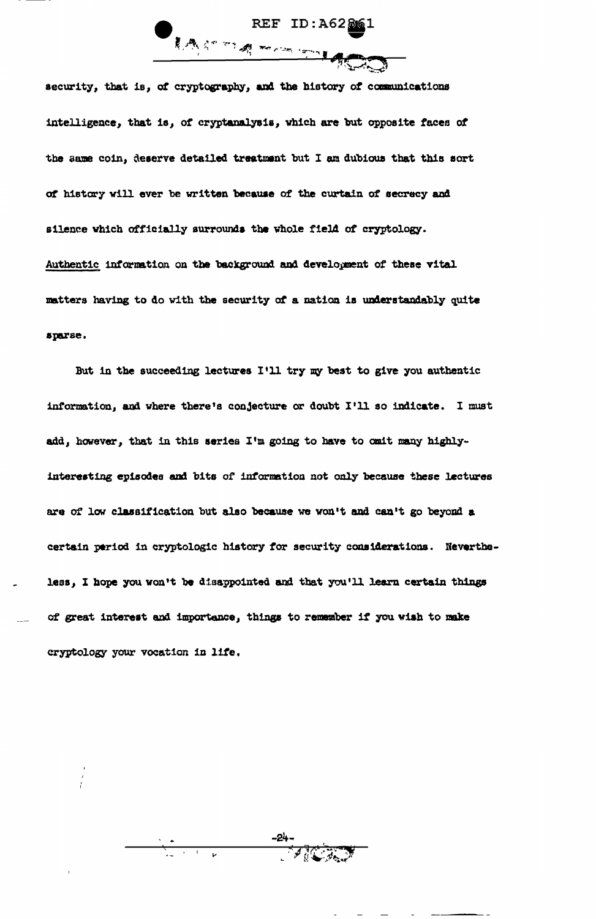security, that is, of cryptography, and the history of communications intelligence, that is, of cryptanalysis, which are but opposite faces of the same coin, deserve detailed treatment but I am dubious that this sort of history will ever be written because of the curtain of secrecy and silence which officially surrounds the whole field of cryptology. Authentic information on the background and development of these vital matters having to do with the security of a nation is understandably quite sparse.

But in the succeeding lectures I'll try my best to give you authentic information, and where there's conjecture or doubt I'll so indicate. I must add, however, that in this series I'm going to have to omit many highly-interesting episodes and bits of information not only because these lectures are of low classification but also because we won't and can't go beyond a certain period in cryptologic history for security considerations. Nevertheless, I hope you won't be disappointed and that you'll learn certain things of great interest and importance, things to remember if you wish to make cryptology your vocation in life.